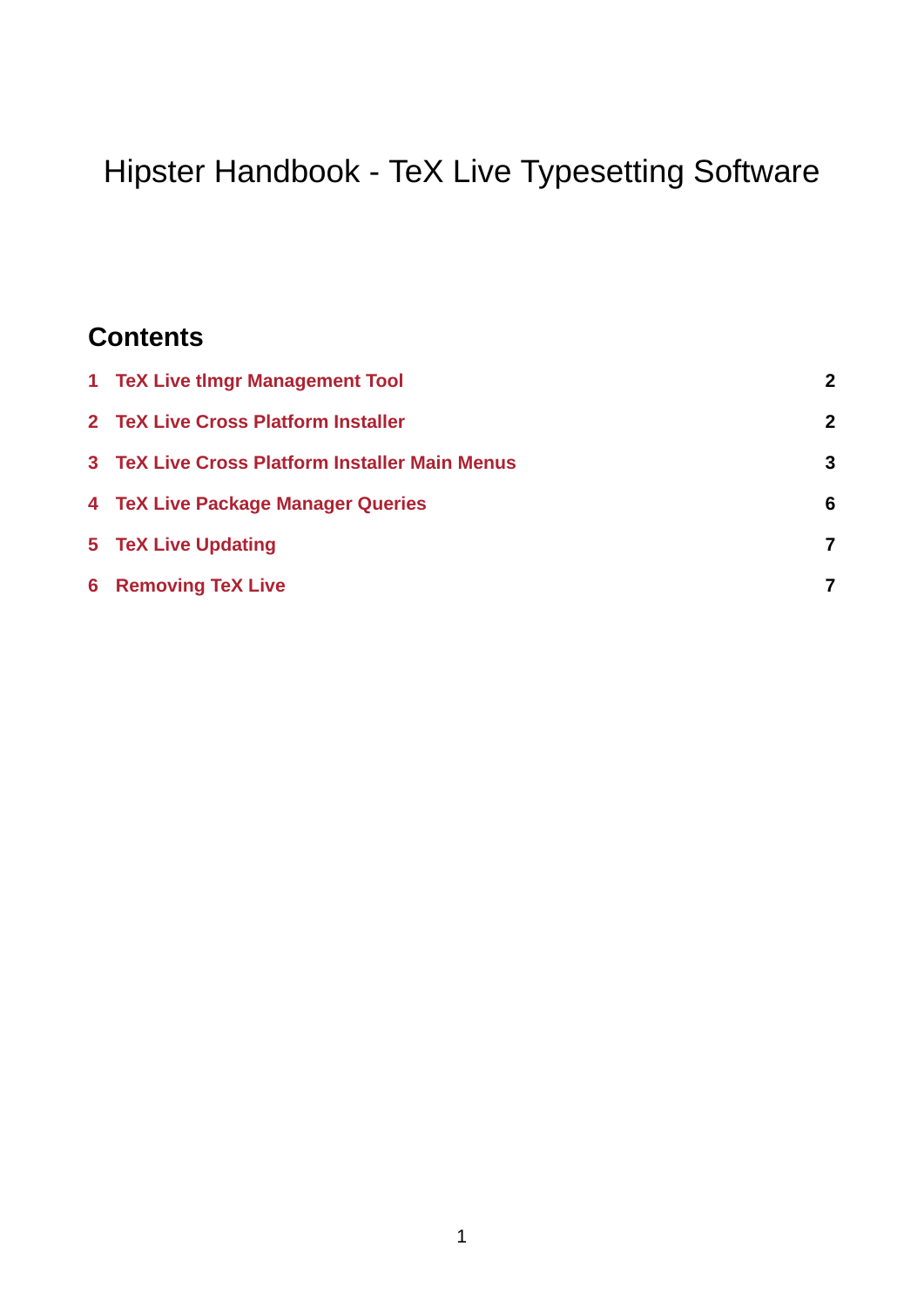# Hipster Handbook - TeX Live Typesetting Software

## Contents

| | | |
|---|---|---|
| 1 | TeX Live tlmgr Management Tool | 2 |
| 2 | TeX Live Cross Platform Installer | 2 |
| 3 | TeX Live Cross Platform Installer Main Menus | 3 |
| 4 | TeX Live Package Manager Queries | 6 |
| 5 | TeX Live Updating | 7 |
| 6 | Removing TeX Live | 7 |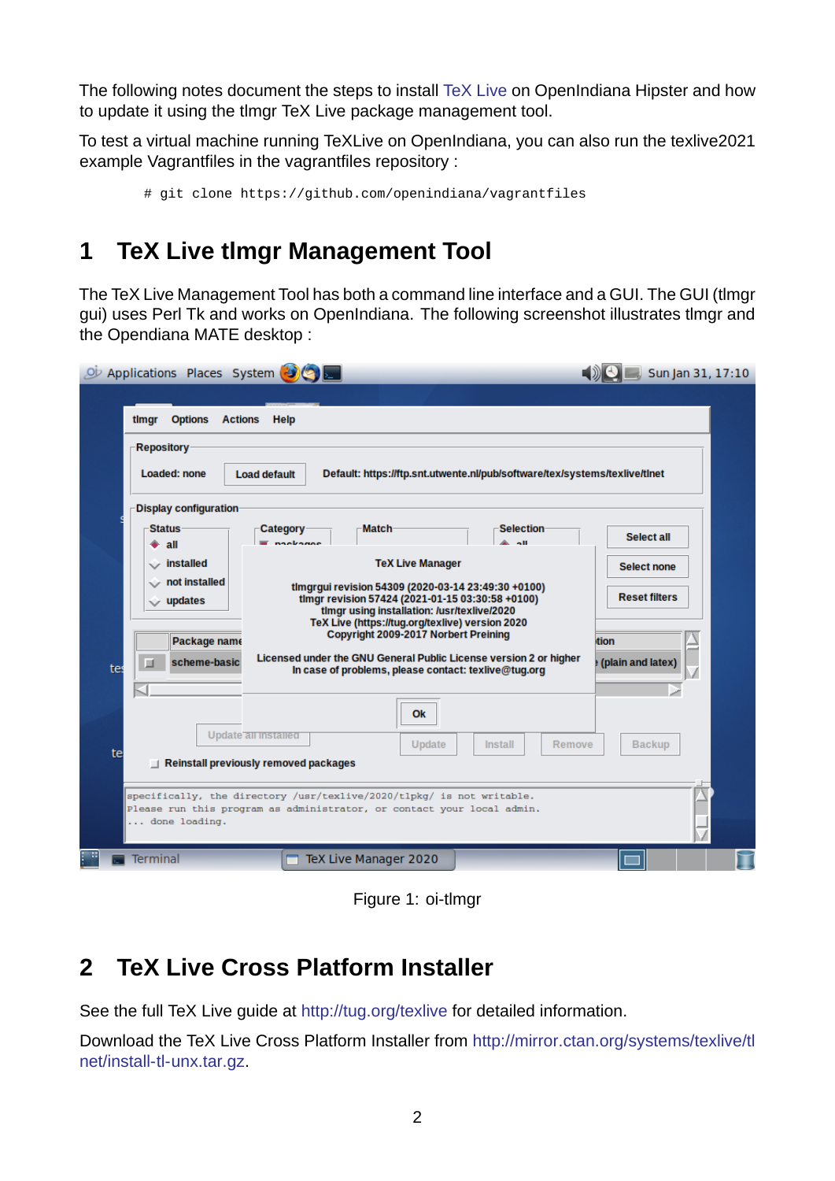The following notes document the steps to install TeX Live on OpenIndiana Hipster and how to update it using the tlmgr TeX Live package management tool.

To test a virtual machine running TeXLive on OpenIndiana, you can also run the texlive2021 example Vagrantfiles in the vagrantfiles repository :

```
# git clone https://github.com/openindiana/vagrantfiles
```

# 1 TeX Live tlmgr Management Tool

The TeX Live Management Tool has both a command line interface and a GUI. The GUI (tlmgr gui) uses Perl Tk and works on OpenIndiana. The following screenshot illustrates tlmgr and the Opendiana MATE desktop :

Figure 1: oi-tlmgr

# 2 TeX Live Cross Platform Installer

See the full TeX Live guide at http://tug.org/texlive for detailed information.

Download the TeX Live Cross Platform Installer from http://mirror.ctan.org/systems/texlive/tlnet/install-tl-unx.tar.gz.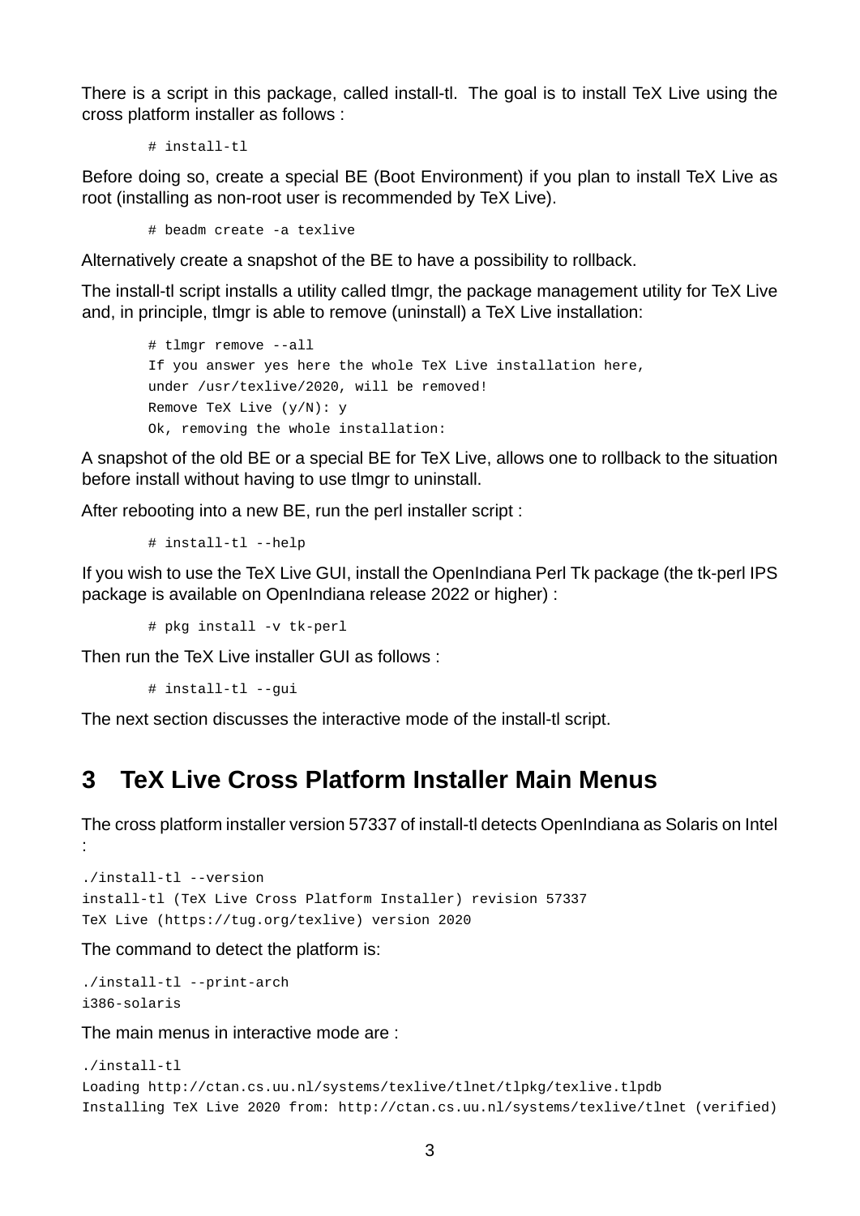There is a script in this package, called install-tl. The goal is to install TeX Live using the cross platform installer as follows :

```
# install-tl
```

Before doing so, create a special BE (Boot Environment) if you plan to install TeX Live as root (installing as non-root user is recommended by TeX Live).

```
# beadm create -a texlive
```

Alternatively create a snapshot of the BE to have a possibility to rollback.

The install-tl script installs a utility called tlmgr, the package management utility for TeX Live and, in principle, tlmgr is able to remove (uninstall) a TeX Live installation:

```
# tlmgr remove --all
If you answer yes here the whole TeX Live installation here,
under /usr/texlive/2020, will be removed!
Remove TeX Live (y/N): y
Ok, removing the whole installation:
```

A snapshot of the old BE or a special BE for TeX Live, allows one to rollback to the situation before install without having to use tlmgr to uninstall.

After rebooting into a new BE, run the perl installer script :

```
# install-tl --help
```

If you wish to use the TeX Live GUI, install the OpenIndiana Perl Tk package (the tk-perl IPS package is available on OpenIndiana release 2022 or higher) :

```
# pkg install -v tk-perl
```

Then run the TeX Live installer GUI as follows :

```
# install-tl --gui
```

The next section discusses the interactive mode of the install-tl script.

## 3 TeX Live Cross Platform Installer Main Menus

The cross platform installer version 57337 of install-tl detects OpenIndiana as Solaris on Intel :

```
./install-tl --version
install-tl (TeX Live Cross Platform Installer) revision 57337
TeX Live (https://tug.org/texlive) version 2020
```

The command to detect the platform is:

```
./install-tl --print-arch
i386-solaris
```

The main menus in interactive mode are :

```
./install-tl
Loading http://ctan.cs.uu.nl/systems/texlive/tlnet/tlpkg/texlive.tlpdb
Installing TeX Live 2020 from: http://ctan.cs.uu.nl/systems/texlive/tlnet (verified)
```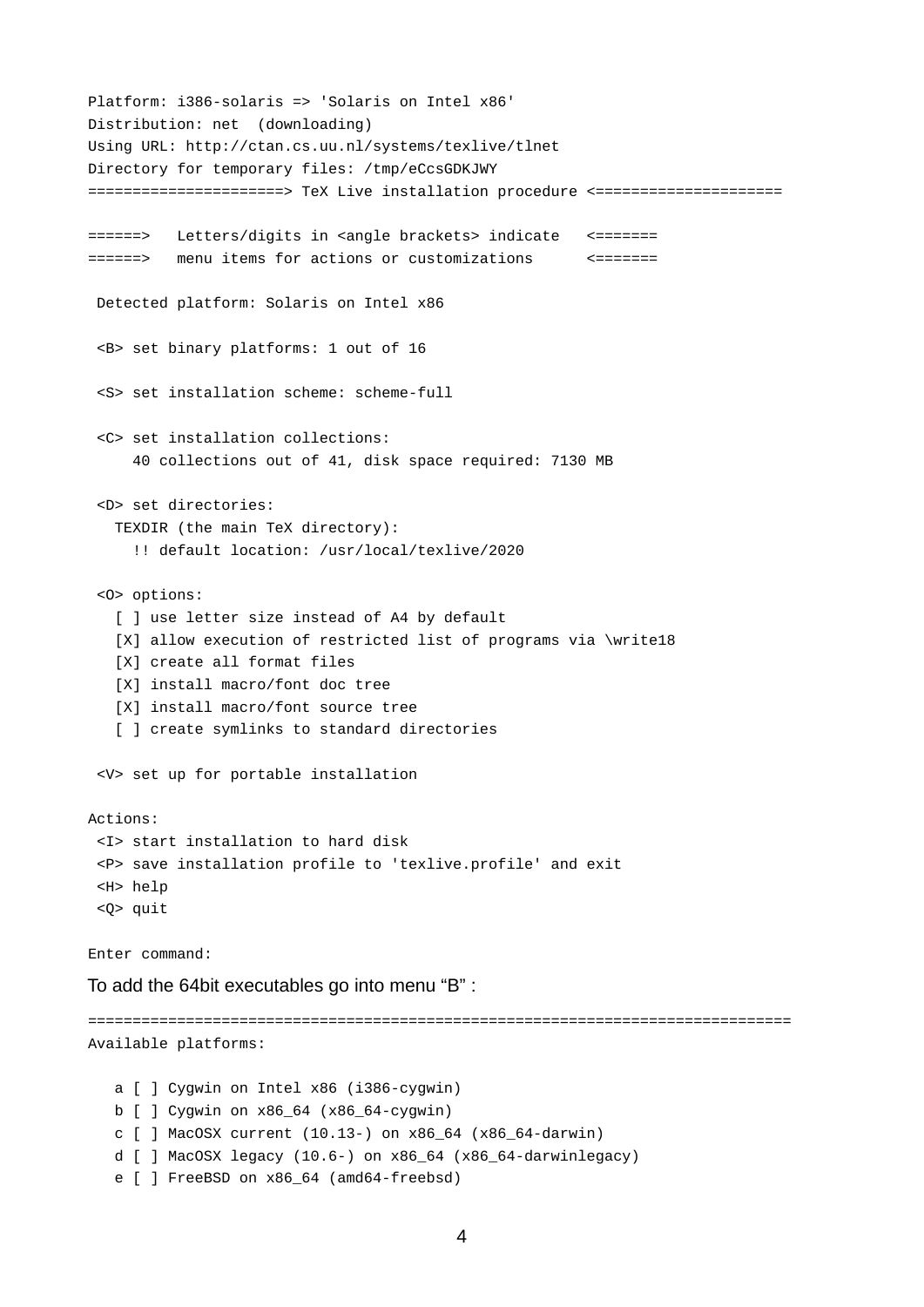```
Platform: i386-solaris => 'Solaris on Intel x86'
Distribution: net  (downloading)
Using URL: http://ctan.cs.uu.nl/systems/texlive/tlnet
Directory for temporary files: /tmp/eCcsGDKJWY
======================> TeX Live installation procedure <=====================

======>   Letters/digits in <angle brackets> indicate   <=======
======>   menu items for actions or customizations      <=======

 Detected platform: Solaris on Intel x86

 <B> set binary platforms: 1 out of 16

 <S> set installation scheme: scheme-full

 <C> set installation collections:
     40 collections out of 41, disk space required: 7130 MB

 <D> set directories:
   TEXDIR (the main TeX directory):
     !! default location: /usr/local/texlive/2020

 <O> options:
   [ ] use letter size instead of A4 by default
   [X] allow execution of restricted list of programs via \write18
   [X] create all format files
   [X] install macro/font doc tree
   [X] install macro/font source tree
   [ ] create symlinks to standard directories

 <V> set up for portable installation

Actions:
 <I> start installation to hard disk
 <P> save installation profile to 'texlive.profile' and exit
 <H> help
 <Q> quit

Enter command:
```

To add the 64bit executables go into menu “B” :

```
===============================================================================
Available platforms:

   a [ ] Cygwin on Intel x86 (i386-cygwin)
   b [ ] Cygwin on x86_64 (x86_64-cygwin)
   c [ ] MacOSX current (10.13-) on x86_64 (x86_64-darwin)
   d [ ] MacOSX legacy (10.6-) on x86_64 (x86_64-darwinlegacy)
   e [ ] FreeBSD on x86_64 (amd64-freebsd)
```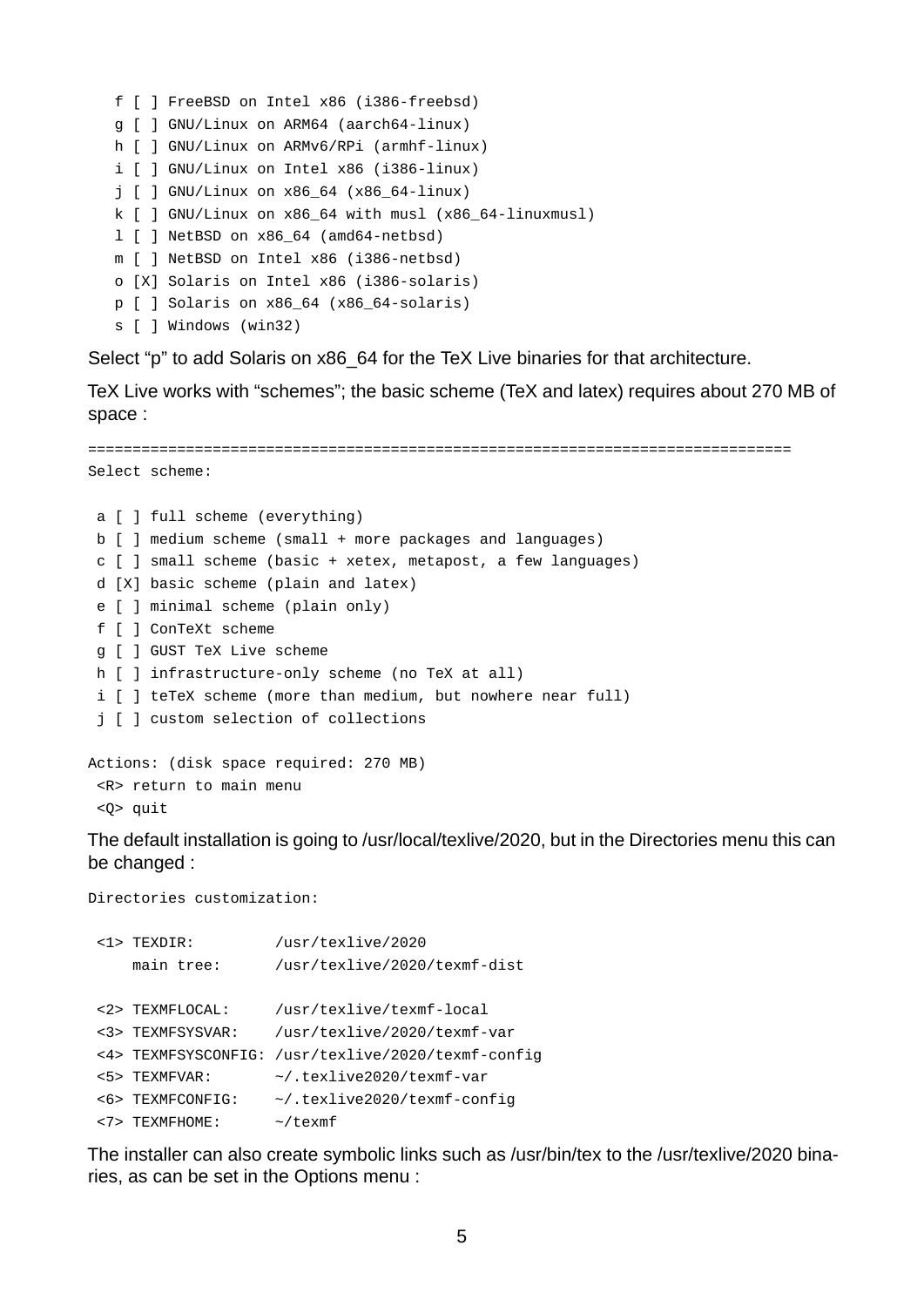```
   f [ ] FreeBSD on Intel x86 (i386-freebsd)
   g [ ] GNU/Linux on ARM64 (aarch64-linux)
   h [ ] GNU/Linux on ARMv6/RPi (armhf-linux)
   i [ ] GNU/Linux on Intel x86 (i386-linux)
   j [ ] GNU/Linux on x86_64 (x86_64-linux)
   k [ ] GNU/Linux on x86_64 with musl (x86_64-linuxmusl)
   l [ ] NetBSD on x86_64 (amd64-netbsd)
   m [ ] NetBSD on Intel x86 (i386-netbsd)
   o [X] Solaris on Intel x86 (i386-solaris)
   p [ ] Solaris on x86_64 (x86_64-solaris)
   s [ ] Windows (win32)
```

Select “p” to add Solaris on x86_64 for the TeX Live binaries for that architecture.

TeX Live works with “schemes”; the basic scheme (TeX and latex) requires about 270 MB of space :

```
===============================================================================
Select scheme:

 a [ ] full scheme (everything)
 b [ ] medium scheme (small + more packages and languages)
 c [ ] small scheme (basic + xetex, metapost, a few languages)
 d [X] basic scheme (plain and latex)
 e [ ] minimal scheme (plain only)
 f [ ] ConTeXt scheme
 g [ ] GUST TeX Live scheme
 h [ ] infrastructure-only scheme (no TeX at all)
 i [ ] teTeX scheme (more than medium, but nowhere near full)
 j [ ] custom selection of collections

Actions: (disk space required: 270 MB)
 <R> return to main menu
 <Q> quit
```

The default installation is going to /usr/local/texlive/2020, but in the Directories menu this can be changed :

```
Directories customization:

 <1> TEXDIR:         /usr/texlive/2020
     main tree:      /usr/texlive/2020/texmf-dist

 <2> TEXMFLOCAL:     /usr/texlive/texmf-local
 <3> TEXMFSYSVAR:    /usr/texlive/2020/texmf-var
 <4> TEXMFSYSCONFIG: /usr/texlive/2020/texmf-config
 <5> TEXMFVAR:       ~/.texlive2020/texmf-var
 <6> TEXMFCONFIG:    ~/.texlive2020/texmf-config
 <7> TEXMFHOME:      ~/texmf
```

The installer can also create symbolic links such as /usr/bin/tex to the /usr/texlive/2020 binaries, as can be set in the Options menu :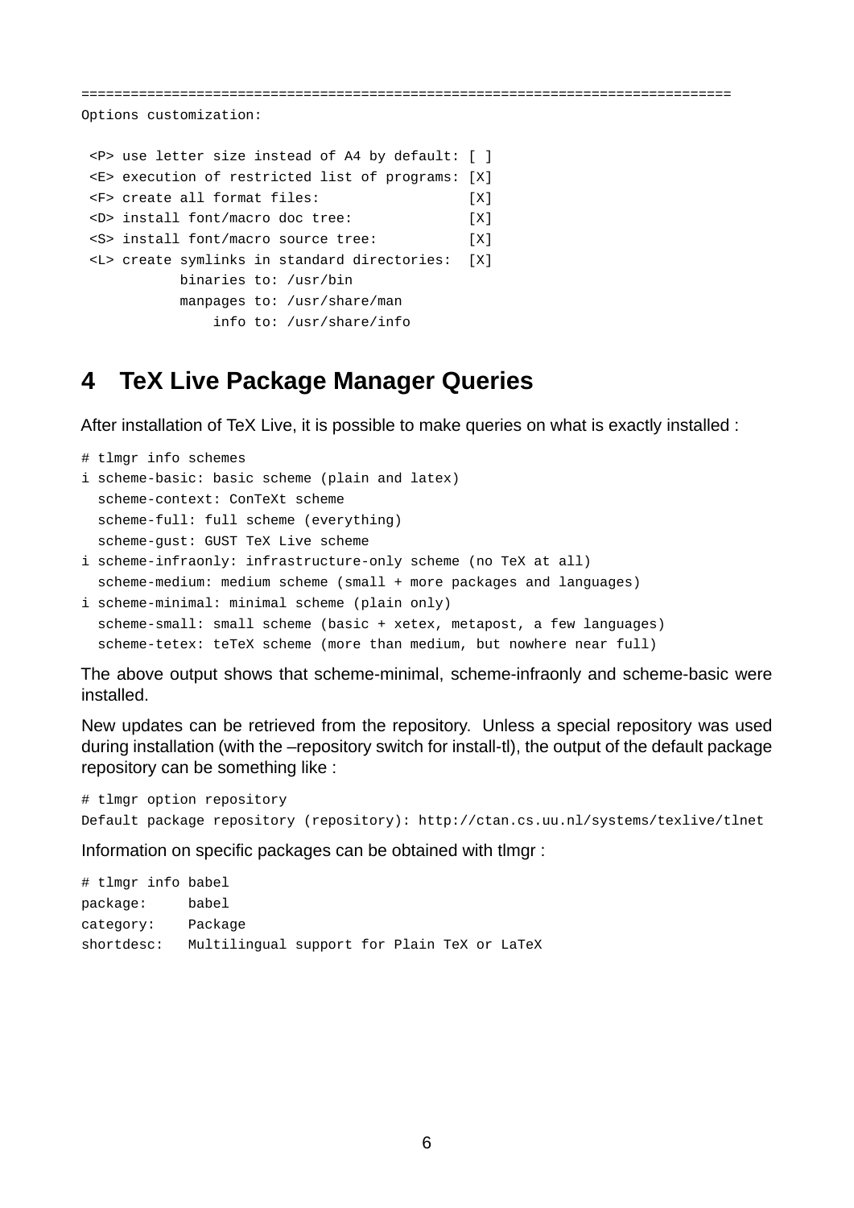```
===============================================================================
Options customization:

 <P> use letter size instead of A4 by default: [ ]
 <E> execution of restricted list of programs: [X]
 <F> create all format files:                  [X]
 <D> install font/macro doc tree:              [X]
 <S> install font/macro source tree:           [X]
 <L> create symlinks in standard directories:  [X]
            binaries to: /usr/bin
            manpages to: /usr/share/man
                info to: /usr/share/info
```

# 4 TeX Live Package Manager Queries

After installation of TeX Live, it is possible to make queries on what is exactly installed :

```
# tlmgr info schemes
i scheme-basic: basic scheme (plain and latex)
  scheme-context: ConTeXt scheme
  scheme-full: full scheme (everything)
  scheme-gust: GUST TeX Live scheme
i scheme-infraonly: infrastructure-only scheme (no TeX at all)
  scheme-medium: medium scheme (small + more packages and languages)
i scheme-minimal: minimal scheme (plain only)
  scheme-small: small scheme (basic + xetex, metapost, a few languages)
  scheme-tetex: teTeX scheme (more than medium, but nowhere near full)
```

The above output shows that scheme-minimal, scheme-infraonly and scheme-basic were installed.

New updates can be retrieved from the repository. Unless a special repository was used during installation (with the –repository switch for install-tl), the output of the default package repository can be something like :

```
# tlmgr option repository
Default package repository (repository): http://ctan.cs.uu.nl/systems/texlive/tlnet
```

Information on specific packages can be obtained with tlmgr :

```
# tlmgr info babel
package:     babel
category:    Package
shortdesc:   Multilingual support for Plain TeX or LaTeX
```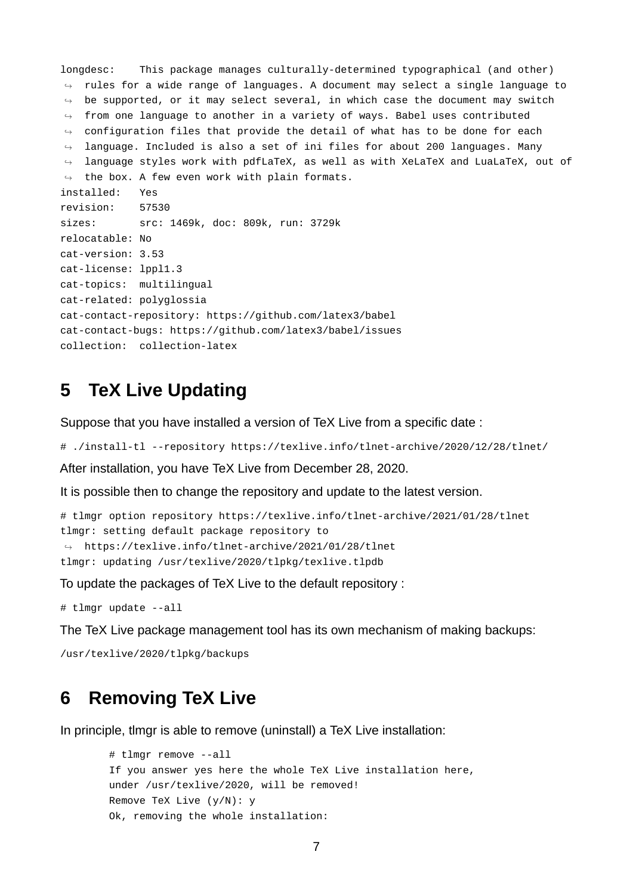```
longdesc:    This package manages culturally-determined typographical (and other)
 ↪  rules for a wide range of languages. A document may select a single language to
 ↪  be supported, or it may select several, in which case the document may switch
 ↪  from one language to another in a variety of ways. Babel uses contributed
 ↪  configuration files that provide the detail of what has to be done for each
 ↪  language. Included is also a set of ini files for about 200 languages. Many
 ↪  language styles work with pdfLaTeX, as well as with XeLaTeX and LuaLaTeX, out of
 ↪  the box. A few even work with plain formats.
installed:   Yes
revision:    57530
sizes:       src: 1469k, doc: 809k, run: 3729k
relocatable: No
cat-version: 3.53
cat-license: lppl1.3
cat-topics:  multilingual
cat-related: polyglossia
cat-contact-repository: https://github.com/latex3/babel
cat-contact-bugs: https://github.com/latex3/babel/issues
collection:  collection-latex
```

## 5 TeX Live Updating

Suppose that you have installed a version of TeX Live from a specific date :

```
# ./install-tl --repository https://texlive.info/tlnet-archive/2020/12/28/tlnet/
```

After installation, you have TeX Live from December 28, 2020.

It is possible then to change the repository and update to the latest version.

```
# tlmgr option repository https://texlive.info/tlnet-archive/2021/01/28/tlnet
tlmgr: setting default package repository to
 ↪  https://texlive.info/tlnet-archive/2021/01/28/tlnet
tlmgr: updating /usr/texlive/2020/tlpkg/texlive.tlpdb
```

To update the packages of TeX Live to the default repository :

```
# tlmgr update --all
```

The TeX Live package management tool has its own mechanism of making backups:

```
/usr/texlive/2020/tlpkg/backups
```

## 6 Removing TeX Live

In principle, tlmgr is able to remove (uninstall) a TeX Live installation:

```
# tlmgr remove --all
If you answer yes here the whole TeX Live installation here,
under /usr/texlive/2020, will be removed!
Remove TeX Live (y/N): y
Ok, removing the whole installation:
```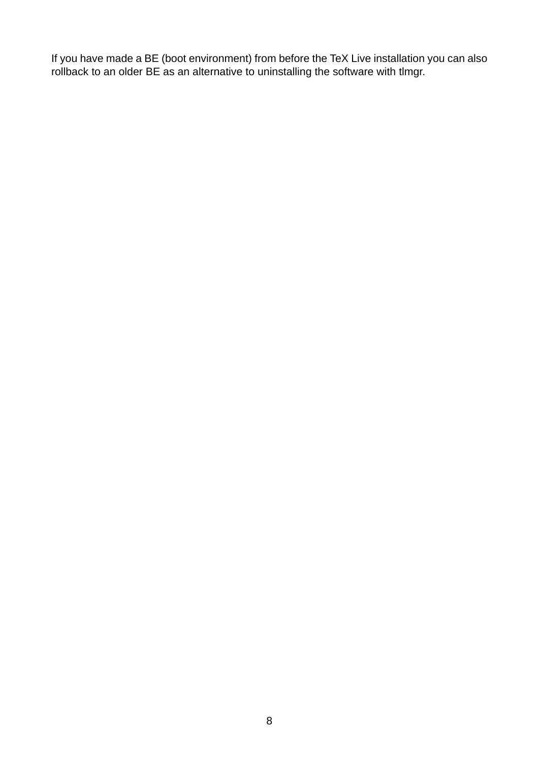If you have made a BE (boot environment) from before the TeX Live installation you can also rollback to an older BE as an alternative to uninstalling the software with tlmgr.